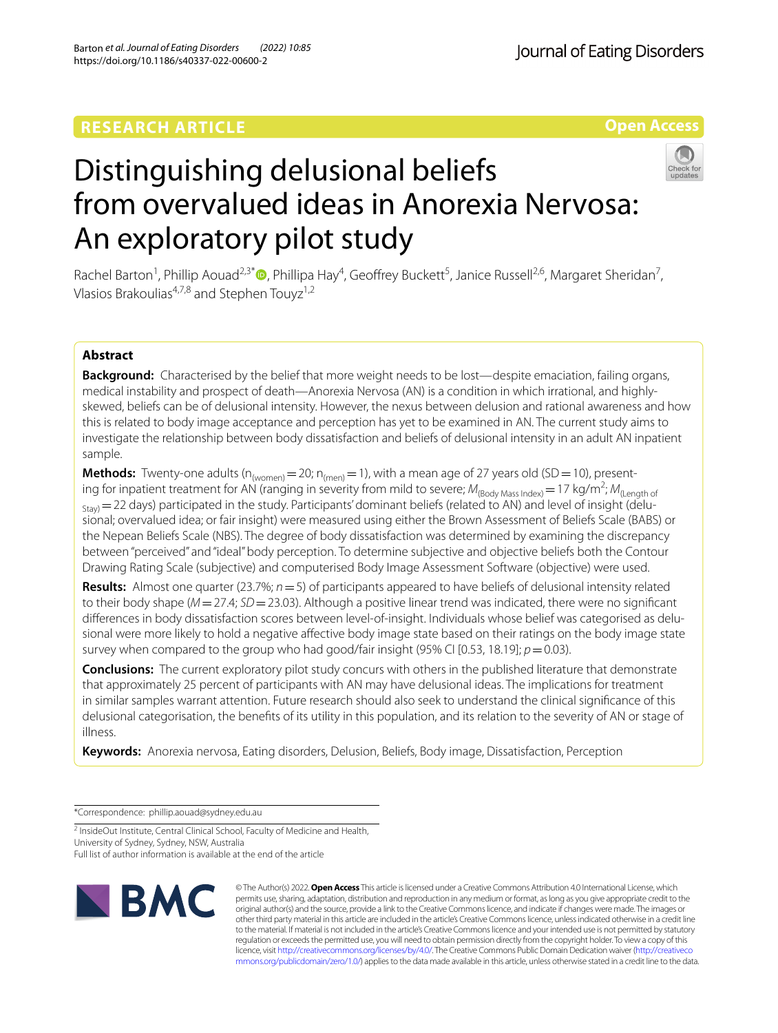RESEARCH ARTICLE

Open Access

# Distinguishing delusional beliefs from overvalued ideas in Anorexia Nervosa: An exploratory pilot study

Rachel Barton[1], Phillip Aouad[2,3*], Phillipa Hay[4], Geoffrey Buckett[5], Janice Russell[2,6], Margaret Sheridan[7], Vlasios Brakoulias[4,7,8] and Stephen Touyz[1,2]

## Abstract

**Background:** Characterised by the belief that more weight needs to be lost—despite emaciation, failing organs, medical instability and prospect of death—Anorexia Nervosa (AN) is a condition in which irrational, and highly-skewed, beliefs can be of delusional intensity. However, the nexus between delusion and rational awareness and how this is related to body image acceptance and perception has yet to be examined in AN. The current study aims to investigate the relationship between body dissatisfaction and beliefs of delusional intensity in an adult AN inpatient sample.

**Methods:** Twenty-one adults ($n_{(women)} = 20$; $n_{(men)} = 1$), with a mean age of 27 years old (SD = 10), presenting for inpatient treatment for AN (ranging in severity from mild to severe; $M_{(Body\ Mass\ Index)} = 17$ kg/m$^2$; $M_{(Length\ of\ Stay)} = 22$ days) participated in the study. Participants' dominant beliefs (related to AN) and level of insight (delusional; overvalued idea; or fair insight) were measured using either the Brown Assessment of Beliefs Scale (BABS) or the Nepean Beliefs Scale (NBS). The degree of body dissatisfaction was determined by examining the discrepancy between "perceived" and "ideal" body perception. To determine subjective and objective beliefs both the Contour Drawing Rating Scale (subjective) and computerised Body Image Assessment Software (objective) were used.

**Results:** Almost one quarter (23.7%; $n = 5$) of participants appeared to have beliefs of delusional intensity related to their body shape ($M = 27.4$; $SD = 23.03$). Although a positive linear trend was indicated, there were no significant differences in body dissatisfaction scores between level-of-insight. Individuals whose belief was categorised as delusional were more likely to hold a negative affective body image state based on their ratings on the body image state survey when compared to the group who had good/fair insight (95% CI [0.53, 18.19]; $p = 0.03$).

**Conclusions:** The current exploratory pilot study concurs with others in the published literature that demonstrate that approximately 25 percent of participants with AN may have delusional ideas. The implications for treatment in similar samples warrant attention. Future research should also seek to understand the clinical significance of this delusional categorisation, the benefits of its utility in this population, and its relation to the severity of AN or stage of illness.

**Keywords:** Anorexia nervosa, Eating disorders, Delusion, Beliefs, Body image, Dissatisfaction, Perception

*Correspondence: phillip.aouad@sydney.edu.au

[2] InsideOut Institute, Central Clinical School, Faculty of Medicine and Health, University of Sydney, Sydney, NSW, Australia

Full list of author information is available at the end of the article

© The Author(s) 2022. **Open Access** This article is licensed under a Creative Commons Attribution 4.0 International License, which permits use, sharing, adaptation, distribution and reproduction in any medium or format, as long as you give appropriate credit to the original author(s) and the source, provide a link to the Creative Commons licence, and indicate if changes were made. The images or other third party material in this article are included in the article's Creative Commons licence, unless indicated otherwise in a credit line to the material. If material is not included in the article's Creative Commons licence and your intended use is not permitted by statutory regulation or exceeds the permitted use, you will need to obtain permission directly from the copyright holder. To view a copy of this licence, visit http://creativecommons.org/licenses/by/4.0/. The Creative Commons Public Domain Dedication waiver (http://creativecommons.org/publicdomain/zero/1.0/) applies to the data made available in this article, unless otherwise stated in a credit line to the data.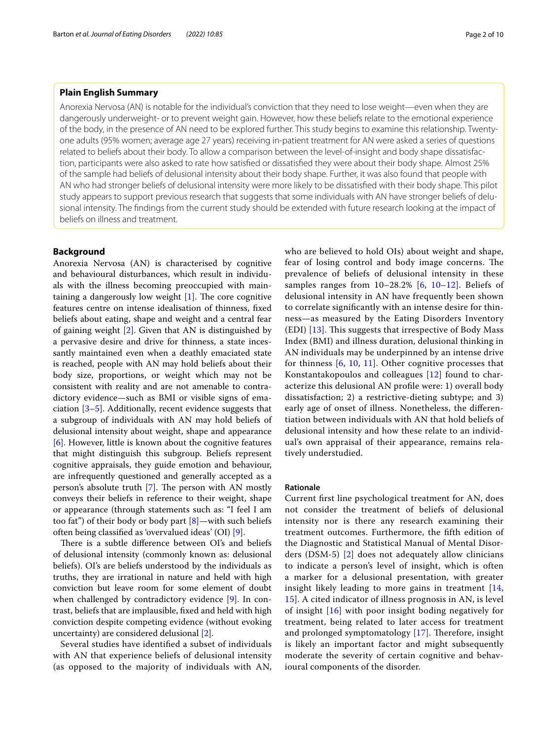## Plain English Summary

Anorexia Nervosa (AN) is notable for the individual's conviction that they need to lose weight—even when they are dangerously underweight- or to prevent weight gain. However, how these beliefs relate to the emotional experience of the body, in the presence of AN need to be explored further. This study begins to examine this relationship. Twenty-one adults (95% women; average age 27 years) receiving in-patient treatment for AN were asked a series of questions related to beliefs about their body. To allow a comparison between the level-of-insight and body shape dissatisfaction, participants were also asked to rate how satisfied or dissatisfied they were about their body shape. Almost 25% of the sample had beliefs of delusional intensity about their body shape. Further, it was also found that people with AN who had stronger beliefs of delusional intensity were more likely to be dissatisfied with their body shape. This pilot study appears to support previous research that suggests that some individuals with AN have stronger beliefs of delusional intensity. The findings from the current study should be extended with future research looking at the impact of beliefs on illness and treatment.

## Background

Anorexia Nervosa (AN) is characterised by cognitive and behavioural disturbances, which result in individuals with the illness becoming preoccupied with maintaining a dangerously low weight [1]. The core cognitive features centre on intense idealisation of thinness, fixed beliefs about eating, shape and weight and a central fear of gaining weight [2]. Given that AN is distinguished by a pervasive desire and drive for thinness, a state incessantly maintained even when a deathly emaciated state is reached, people with AN may hold beliefs about their body size, proportions, or weight which may not be consistent with reality and are not amenable to contradictory evidence—such as BMI or visible signs of emaciation [3–5]. Additionally, recent evidence suggests that a subgroup of individuals with AN may hold beliefs of delusional intensity about weight, shape and appearance [6]. However, little is known about the cognitive features that might distinguish this subgroup. Beliefs represent cognitive appraisals, they guide emotion and behaviour, are infrequently questioned and generally accepted as a person's absolute truth [7]. The person with AN mostly conveys their beliefs in reference to their weight, shape or appearance (through statements such as: "I feel I am too fat") of their body or body part [8]—with such beliefs often being classified as 'overvalued ideas' (OI) [9].

There is a subtle difference between OI's and beliefs of delusional intensity (commonly known as: delusional beliefs). OI's are beliefs understood by the individuals as truths, they are irrational in nature and held with high conviction but leave room for some element of doubt when challenged by contradictory evidence [9]. In contrast, beliefs that are implausible, fixed and held with high conviction despite competing evidence (without evoking uncertainty) are considered delusional [2].

Several studies have identified a subset of individuals with AN that experience beliefs of delusional intensity (as opposed to the majority of individuals with AN, who are believed to hold OIs) about weight and shape, fear of losing control and body image concerns. The prevalence of beliefs of delusional intensity in these samples ranges from 10–28.2% [6, 10–12]. Beliefs of delusional intensity in AN have frequently been shown to correlate significantly with an intense desire for thinness—as measured by the Eating Disorders Inventory (EDI) [13]. This suggests that irrespective of Body Mass Index (BMI) and illness duration, delusional thinking in AN individuals may be underpinned by an intense drive for thinness [6, 10, 11]. Other cognitive processes that Konstantakopoulos and colleagues [12] found to characterize this delusional AN profile were: 1) overall body dissatisfaction; 2) a restrictive-dieting subtype; and 3) early age of onset of illness. Nonetheless, the differentiation between individuals with AN that hold beliefs of delusional intensity and how these relate to an individual's own appraisal of their appearance, remains relatively understudied.

### Rationale

Current first line psychological treatment for AN, does not consider the treatment of beliefs of delusional intensity nor is there any research examining their treatment outcomes. Furthermore, the fifth edition of the Diagnostic and Statistical Manual of Mental Disorders (DSM-5) [2] does not adequately allow clinicians to indicate a person's level of insight, which is often a marker for a delusional presentation, with greater insight likely leading to more gains in treatment [14, 15]. A cited indicator of illness prognosis in AN, is level of insight [16] with poor insight boding negatively for treatment, being related to later access for treatment and prolonged symptomatology [17]. Therefore, insight is likely an important factor and might subsequently moderate the severity of certain cognitive and behavioural components of the disorder.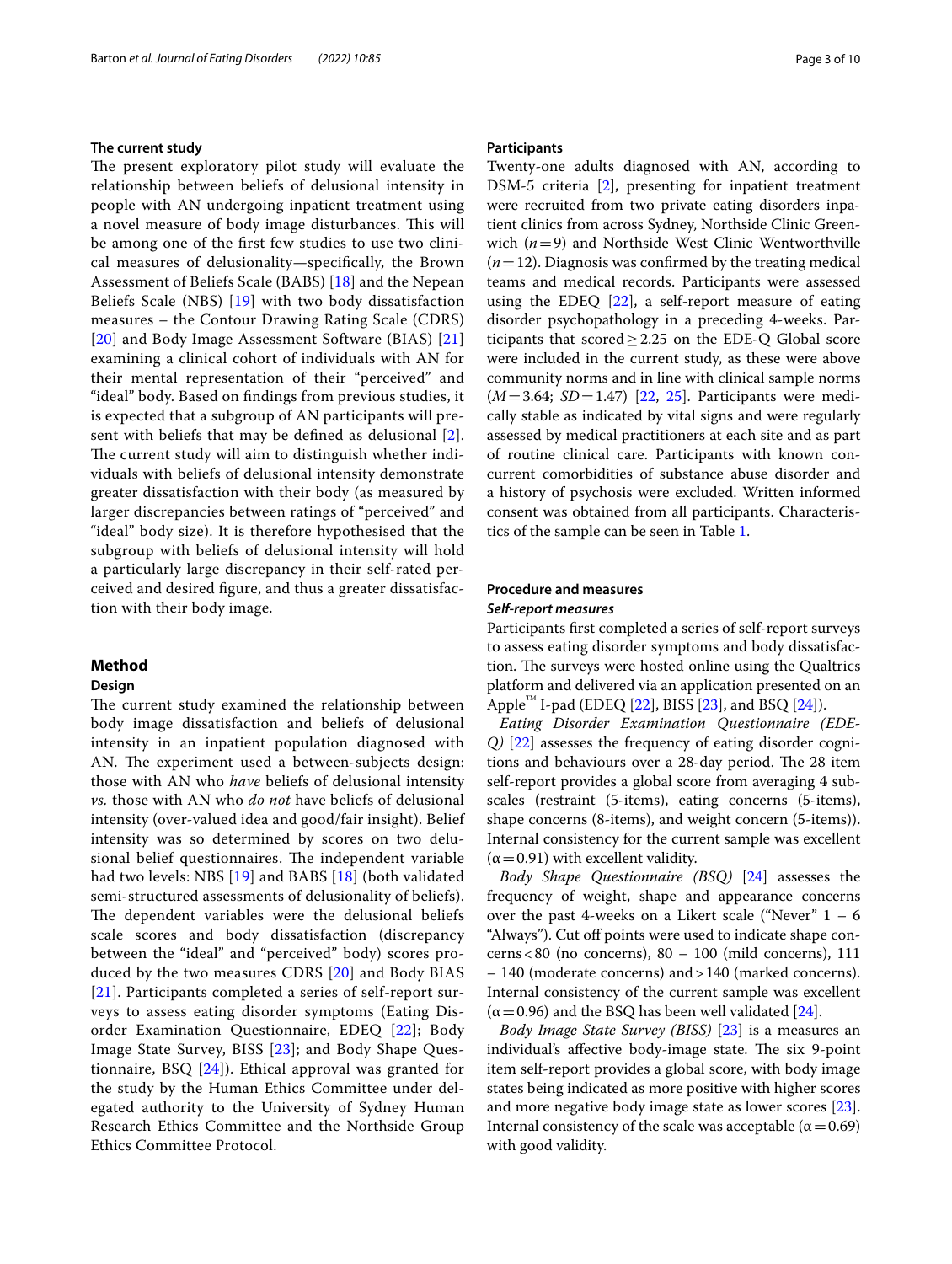### The current study

The present exploratory pilot study will evaluate the relationship between beliefs of delusional intensity in people with AN undergoing inpatient treatment using a novel measure of body image disturbances. This will be among one of the first few studies to use two clinical measures of delusionality—specifically, the Brown Assessment of Beliefs Scale (BABS) [18] and the Nepean Beliefs Scale (NBS) [19] with two body dissatisfaction measures – the Contour Drawing Rating Scale (CDRS) [20] and Body Image Assessment Software (BIAS) [21] examining a clinical cohort of individuals with AN for their mental representation of their "perceived" and "ideal" body. Based on findings from previous studies, it is expected that a subgroup of AN participants will present with beliefs that may be defined as delusional [2]. The current study will aim to distinguish whether individuals with beliefs of delusional intensity demonstrate greater dissatisfaction with their body (as measured by larger discrepancies between ratings of "perceived" and "ideal" body size). It is therefore hypothesised that the subgroup with beliefs of delusional intensity will hold a particularly large discrepancy in their self-rated perceived and desired figure, and thus a greater dissatisfaction with their body image.

## Method

### Design

The current study examined the relationship between body image dissatisfaction and beliefs of delusional intensity in an inpatient population diagnosed with AN. The experiment used a between-subjects design: those with AN who *have* beliefs of delusional intensity *vs.* those with AN who *do not* have beliefs of delusional intensity (over-valued idea and good/fair insight). Belief intensity was so determined by scores on two delusional belief questionnaires. The independent variable had two levels: NBS [19] and BABS [18] (both validated semi-structured assessments of delusionality of beliefs). The dependent variables were the delusional beliefs scale scores and body dissatisfaction (discrepancy between the "ideal" and "perceived" body) scores produced by the two measures CDRS [20] and Body BIAS [21]. Participants completed a series of self-report surveys to assess eating disorder symptoms (Eating Disorder Examination Questionnaire, EDEQ [22]; Body Image State Survey, BISS [23]; and Body Shape Questionnaire, BSQ [24]). Ethical approval was granted for the study by the Human Ethics Committee under delegated authority to the University of Sydney Human Research Ethics Committee and the Northside Group Ethics Committee Protocol.

### Participants

Twenty-one adults diagnosed with AN, according to DSM-5 criteria [2], presenting for inpatient treatment were recruited from two private eating disorders inpatient clinics from across Sydney, Northside Clinic Greenwich ($n = 9$) and Northside West Clinic Wentworthville ($n = 12$). Diagnosis was confirmed by the treating medical teams and medical records. Participants were assessed using the EDEQ [22], a self-report measure of eating disorder psychopathology in a preceding 4-weeks. Participants that scored ≥ 2.25 on the EDE-Q Global score were included in the current study, as these were above community norms and in line with clinical sample norms ($M = 3.64$; $SD = 1.47$) [22, 25]. Participants were medically stable as indicated by vital signs and were regularly assessed by medical practitioners at each site and as part of routine clinical care. Participants with known concurrent comorbidities of substance abuse disorder and a history of psychosis were excluded. Written informed consent was obtained from all participants. Characteristics of the sample can be seen in Table 1.

### Procedure and measures

#### *Self-report measures*

Participants first completed a series of self-report surveys to assess eating disorder symptoms and body dissatisfaction. The surveys were hosted online using the Qualtrics platform and delivered via an application presented on an Apple™ I-pad (EDEQ [22], BISS [23], and BSQ [24]).

*Eating Disorder Examination Questionnaire (EDE-Q)* [22] assesses the frequency of eating disorder cognitions and behaviours over a 28-day period. The 28 item self-report provides a global score from averaging 4 subscales (restraint (5-items), eating concerns (5-items), shape concerns (8-items), and weight concern (5-items)). Internal consistency for the current sample was excellent ($\alpha = 0.91$) with excellent validity.

*Body Shape Questionnaire (BSQ)* [24] assesses the frequency of weight, shape and appearance concerns over the past 4-weeks on a Likert scale ("Never" 1 – 6 "Always"). Cut off points were used to indicate shape concerns < 80 (no concerns), 80 – 100 (mild concerns), 111 – 140 (moderate concerns) and > 140 (marked concerns). Internal consistency of the current sample was excellent ($\alpha = 0.96$) and the BSQ has been well validated [24].

*Body Image State Survey (BISS)* [23] is a measures an individual's affective body-image state. The six 9-point item self-report provides a global score, with body image states being indicated as more positive with higher scores and more negative body image state as lower scores [23]. Internal consistency of the scale was acceptable ($\alpha = 0.69$) with good validity.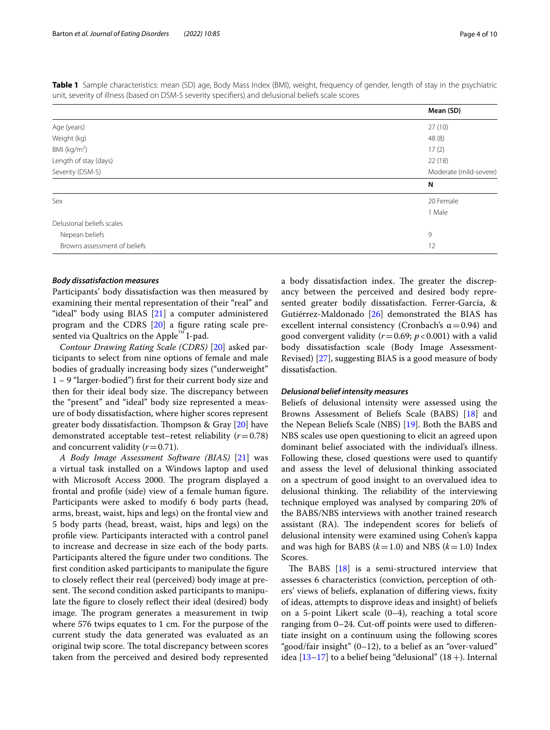**Table 1** Sample characteristics: mean (SD) age, Body Mass Index (BMI), weight, frequency of gender, length of stay in the psychiatric unit, severity of illness (based on DSM-5 severity specifiers) and delusional beliefs scale scores

| | Mean (SD) |
|---|---|
| Age (years) | 27 (10) |
| Weight (kg) | 48 (8) |
| BMI (kg/m$^2$) | 17 (2) |
| Length of stay (days) | 22 (18) |
| Severity (DSM-5) | Moderate (mild-severe) |
| | **N** |
| Sex | 20 Female |
| | 1 Male |
| Delusional beliefs scales | |
| Nepean beliefs | 9 |
| Browns assessment of beliefs | 12 |

### Body dissatisfaction measures

Participants' body dissatisfaction was then measured by examining their mental representation of their "real" and "ideal" body using BIAS [21] a computer administered program and the CDRS [20] a figure rating scale presented via Qualtrics on the Apple™ I-pad.

*Contour Drawing Rating Scale (CDRS)* [20] asked participants to select from nine options of female and male bodies of gradually increasing body sizes ("underweight" 1 – 9 "larger-bodied") first for their current body size and then for their ideal body size. The discrepancy between the "present" and "ideal" body size represented a measure of body dissatisfaction, where higher scores represent greater body dissatisfaction. Thompson & Gray [20] have demonstrated acceptable test–retest reliability ($r = 0.78$) and concurrent validity ($r = 0.71$).

*A Body Image Assessment Software (BIAS)* [21] was a virtual task installed on a Windows laptop and used with Microsoft Access 2000. The program displayed a frontal and profile (side) view of a female human figure. Participants were asked to modify 6 body parts (head, arms, breast, waist, hips and legs) on the frontal view and 5 body parts (head, breast, waist, hips and legs) on the profile view. Participants interacted with a control panel to increase and decrease in size each of the body parts. Participants altered the figure under two conditions. The first condition asked participants to manipulate the figure to closely reflect their real (perceived) body image at present. The second condition asked participants to manipulate the figure to closely reflect their ideal (desired) body image. The program generates a measurement in twip where 576 twips equates to 1 cm. For the purpose of the current study the data generated was evaluated as an original twip score. The total discrepancy between scores taken from the perceived and desired body represented a body dissatisfaction index. The greater the discrepancy between the perceived and desired body represented greater bodily dissatisfaction. Ferrer-García, & Gutiérrez-Maldonado [26] demonstrated the BIAS has excellent internal consistency (Cronbach's $\alpha = 0.94$) and good convergent validity ($r = 0.69$; $p < 0.001$) with a valid body dissatisfaction scale (Body Image Assessment-Revised) [27], suggesting BIAS is a good measure of body dissatisfaction.

### Delusional belief intensity measures

Beliefs of delusional intensity were assessed using the Browns Assessment of Beliefs Scale (BABS) [18] and the Nepean Beliefs Scale (NBS) [19]. Both the BABS and NBS scales use open questioning to elicit an agreed upon dominant belief associated with the individual's illness. Following these, closed questions were used to quantify and assess the level of delusional thinking associated on a spectrum of good insight to an overvalued idea to delusional thinking. The reliability of the interviewing technique employed was analysed by comparing 20% of the BABS/NBS interviews with another trained research assistant (RA). The independent scores for beliefs of delusional intensity were examined using Cohen's kappa and was high for BABS ($k = 1.0$) and NBS ($k = 1.0$) Index Scores.

The BABS [18] is a semi-structured interview that assesses 6 characteristics (conviction, perception of others' views of beliefs, explanation of differing views, fixity of ideas, attempts to disprove ideas and insight) of beliefs on a 5-point Likert scale (0–4), reaching a total score ranging from 0–24. Cut-off points were used to differentiate insight on a continuum using the following scores "good/fair insight" (0–12), to a belief as an "over-valued" idea [13–17] to a belief being "delusional" (18+). Internal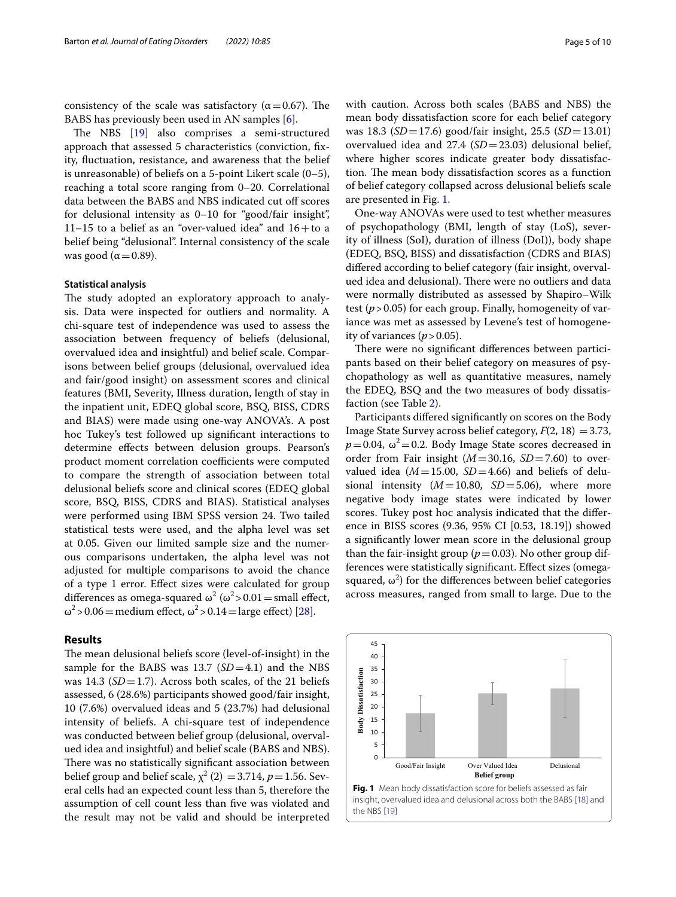consistency of the scale was satisfactory (α = 0.67). The BABS has previously been used in AN samples [6].

The NBS [19] also comprises a semi-structured approach that assessed 5 characteristics (conviction, fixity, fluctuation, resistance, and awareness that the belief is unreasonable) of beliefs on a 5-point Likert scale (0–5), reaching a total score ranging from 0–20. Correlational data between the BABS and NBS indicated cut off scores for delusional intensity as 0–10 for "good/fair insight", 11–15 to a belief as an "over-valued idea" and 16+ to a belief being "delusional". Internal consistency of the scale was good (α = 0.89).

### Statistical analysis

The study adopted an exploratory approach to analysis. Data were inspected for outliers and normality. A chi-square test of independence was used to assess the association between frequency of beliefs (delusional, overvalued idea and insightful) and belief scale. Comparisons between belief groups (delusional, overvalued idea and fair/good insight) on assessment scores and clinical features (BMI, Severity, Illness duration, length of stay in the inpatient unit, EDEQ global score, BSQ, BISS, CDRS and BIAS) were made using one-way ANOVA's. A post hoc Tukey's test followed up significant interactions to determine effects between delusion groups. Pearson's product moment correlation coefficients were computed to compare the strength of association between total delusional beliefs score and clinical scores (EDEQ global score, BSQ, BISS, CDRS and BIAS). Statistical analyses were performed using IBM SPSS version 24. Two tailed statistical tests were used, and the alpha level was set at 0.05. Given our limited sample size and the numerous comparisons undertaken, the alpha level was not adjusted for multiple comparisons to avoid the chance of a type 1 error. Effect sizes were calculated for group differences as omega-squared $\omega^2$ ($\omega^2 > 0.01$ = small effect, $\omega^2 > 0.06$ = medium effect, $\omega^2 > 0.14$ = large effect) [28].

## Results

The mean delusional beliefs score (level-of-insight) in the sample for the BABS was 13.7 (*SD* = 4.1) and the NBS was 14.3 (*SD* = 1.7). Across both scales, of the 21 beliefs assessed, 6 (28.6%) participants showed good/fair insight, 10 (7.6%) overvalued ideas and 5 (23.7%) had delusional intensity of beliefs. A chi-square test of independence was conducted between belief group (delusional, overvalued idea and insightful) and belief scale (BABS and NBS). There was no statistically significant association between belief group and belief scale, $\chi^2$ (2) = 3.714, *p* = 1.56. Several cells had an expected count less than 5, therefore the assumption of cell count less than five was violated and the result may not be valid and should be interpreted with caution. Across both scales (BABS and NBS) the mean body dissatisfaction score for each belief category was 18.3 (*SD* = 17.6) good/fair insight, 25.5 (*SD* = 13.01) overvalued idea and 27.4 (*SD* = 23.03) delusional belief, where higher scores indicate greater body dissatisfaction. The mean body dissatisfaction scores as a function of belief category collapsed across delusional beliefs scale are presented in Fig. 1.

One-way ANOVAs were used to test whether measures of psychopathology (BMI, length of stay (LoS), severity of illness (SoI), duration of illness (DoI)), body shape (EDEQ, BSQ, BISS) and dissatisfaction (CDRS and BIAS) differed according to belief category (fair insight, overvalued idea and delusional). There were no outliers and data were normally distributed as assessed by Shapiro–Wilk test (*p* > 0.05) for each group. Finally, homogeneity of variance was met as assessed by Levene's test of homogeneity of variances (*p* > 0.05).

There were no significant differences between participants based on their belief category on measures of psychopathology as well as quantitative measures, namely the EDEQ, BSQ and the two measures of body dissatisfaction (see Table 2).

Participants differed significantly on scores on the Body Image State Survey across belief category, $F(2, 18) = 3.73$, $p = 0.04$, $\omega^2 = 0.2$. Body Image State scores decreased in order from Fair insight (*M* = 30.16, *SD* = 7.60) to overvalued idea (*M* = 15.00, *SD* = 4.66) and beliefs of delusional intensity (*M* = 10.80, *SD* = 5.06), where more negative body image states were indicated by lower scores. Tukey post hoc analysis indicated that the difference in BISS scores (9.36, 95% CI [0.53, 18.19]) showed a significantly lower mean score in the delusional group than the fair-insight group (*p* = 0.03). No other group differences were statistically significant. Effect sizes (omega-squared, $\omega^2$) for the differences between belief categories across measures, ranged from small to large. Due to the

**Fig. 1** Mean body dissatisfaction score for beliefs assessed as fair insight, overvalued idea and delusional across both the BABS [18] and the NBS [19]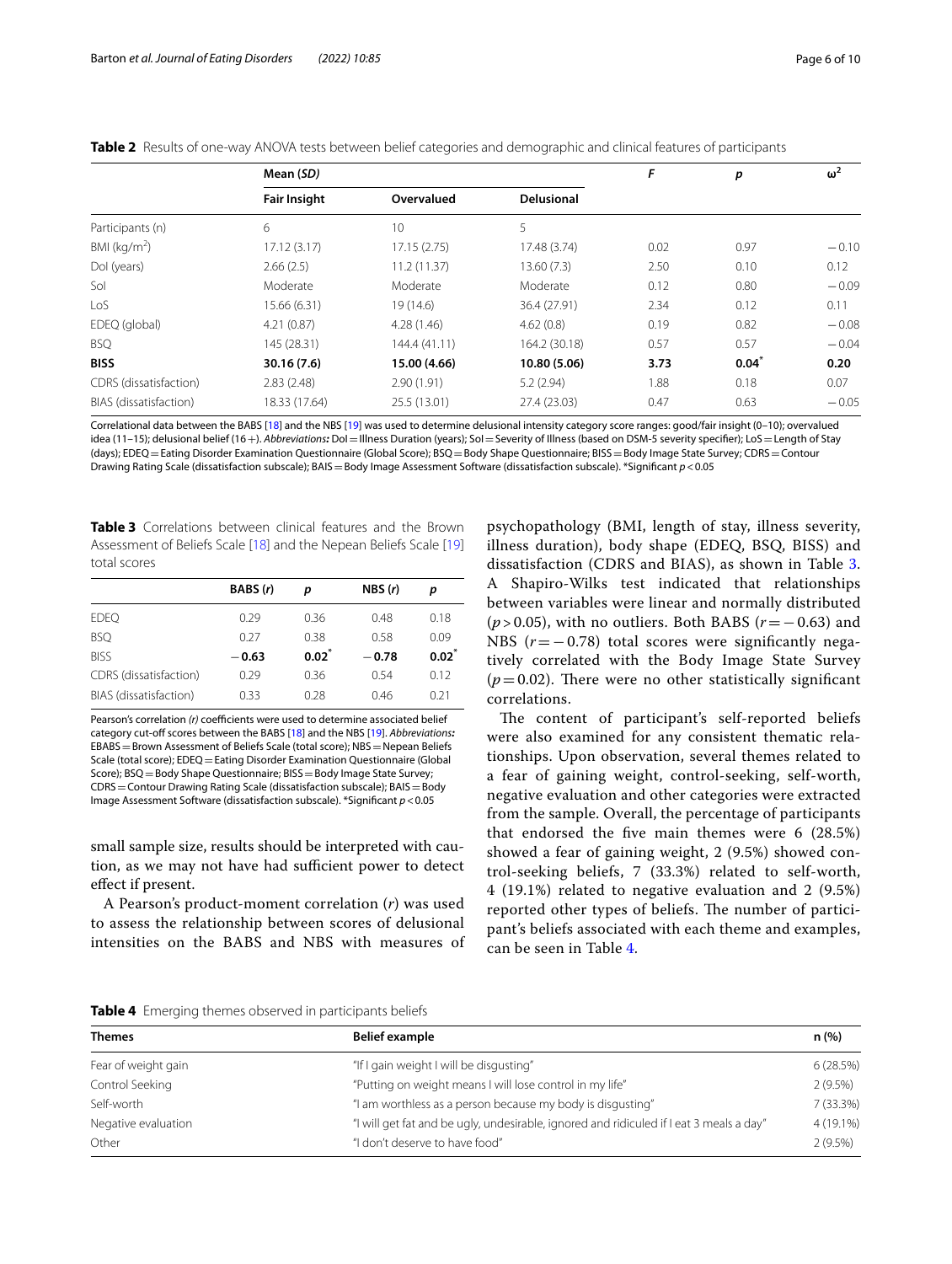**Table 2** Results of one-way ANOVA tests between belief categories and demographic and clinical features of participants

| | Mean (*SD*) | | | *F* | *p* | $\omega^2$ |
|---|---|---|---|---|---|---|
| | **Fair Insight** | **Overvalued** | **Delusional** | | | |
| Participants (n) | 6 | 10 | 5 | | | |
| BMI (kg/m$^2$) | 17.12 (3.17) | 17.15 (2.75) | 17.48 (3.74) | 0.02 | 0.97 | −0.10 |
| DoI (years) | 2.66 (2.5) | 11.2 (11.37) | 13.60 (7.3) | 2.50 | 0.10 | 0.12 |
| SoI | Moderate | Moderate | Moderate | 0.12 | 0.80 | −0.09 |
| LoS | 15.66 (6.31) | 19 (14.6) | 36.4 (27.91) | 2.34 | 0.12 | 0.11 |
| EDEQ (global) | 4.21 (0.87) | 4.28 (1.46) | 4.62 (0.8) | 0.19 | 0.82 | −0.08 |
| BSQ | 145 (28.31) | 144.4 (41.11) | 164.2 (30.18) | 0.57 | 0.57 | −0.04 |
| **BISS** | **30.16 (7.6)** | **15.00 (4.66)** | **10.80 (5.06)** | **3.73** | **0.04*** | **0.20** |
| CDRS (dissatisfaction) | 2.83 (2.48) | 2.90 (1.91) | 5.2 (2.94) | 1.88 | 0.18 | 0.07 |
| BIAS (dissatisfaction) | 18.33 (17.64) | 25.5 (13.01) | 27.4 (23.03) | 0.47 | 0.63 | −0.05 |

Correlational data between the BABS [18] and the NBS [19] was used to determine delusional intensity category score ranges: good/fair insight (0–10); overvalued idea (11–15); delusional belief (16+). *Abbreviations:* DoI = Illness Duration (years); SoI = Severity of Illness (based on DSM-5 severity specifier); LoS = Length of Stay (days); EDEQ = Eating Disorder Examination Questionnaire (Global Score); BSQ = Body Shape Questionnaire; BISS = Body Image State Survey; CDRS = Contour Drawing Rating Scale (dissatisfaction subscale); BAIS = Body Image Assessment Software (dissatisfaction subscale). *Significant $p < 0.05$

**Table 3** Correlations between clinical features and the Brown Assessment of Beliefs Scale [18] and the Nepean Beliefs Scale [19] total scores

| | BABS (*r*) | *p* | NBS (*r*) | *p* |
|---|---|---|---|---|
| EDEQ | 0.29 | 0.36 | 0.48 | 0.18 |
| BSQ | 0.27 | 0.38 | 0.58 | 0.09 |
| BISS | **−0.63** | **0.02*** | **−0.78** | **0.02*** |
| CDRS (dissatisfaction) | 0.29 | 0.36 | 0.54 | 0.12 |
| BIAS (dissatisfaction) | 0.33 | 0.28 | 0.46 | 0.21 |

Pearson's correlation *(r)* coefficients were used to determine associated belief category cut-off scores between the BABS [18] and the NBS [19]. *Abbreviations:* EBABS = Brown Assessment of Beliefs Scale (total score); NBS = Nepean Beliefs Scale (total score); EDEQ = Eating Disorder Examination Questionnaire (Global Score); BSQ = Body Shape Questionnaire; BISS = Body Image State Survey; CDRS = Contour Drawing Rating Scale (dissatisfaction subscale); BAIS = Body Image Assessment Software (dissatisfaction subscale). *Significant $p < 0.05$

small sample size, results should be interpreted with caution, as we may not have had sufficient power to detect effect if present.

A Pearson's product-moment correlation (*r*) was used to assess the relationship between scores of delusional intensities on the BABS and NBS with measures of psychopathology (BMI, length of stay, illness severity, illness duration), body shape (EDEQ, BSQ, BISS) and dissatisfaction (CDRS and BIAS), as shown in Table 3. A Shapiro-Wilks test indicated that relationships between variables were linear and normally distributed ($p > 0.05$), with no outliers. Both BABS ($r = -0.63$) and NBS ($r = -0.78$) total scores were significantly negatively correlated with the Body Image State Survey ($p = 0.02$). There were no other statistically significant correlations.

The content of participant's self-reported beliefs were also examined for any consistent thematic relationships. Upon observation, several themes related to a fear of gaining weight, control-seeking, self-worth, negative evaluation and other categories were extracted from the sample. Overall, the percentage of participants that endorsed the five main themes were 6 (28.5%) showed a fear of gaining weight, 2 (9.5%) showed control-seeking beliefs, 7 (33.3%) related to self-worth, 4 (19.1%) related to negative evaluation and 2 (9.5%) reported other types of beliefs. The number of participant's beliefs associated with each theme and examples, can be seen in Table 4.

**Table 4** Emerging themes observed in participants beliefs

| Themes | Belief example | n (%) |
|---|---|---|
| Fear of weight gain | "If I gain weight I will be disgusting" | 6 (28.5%) |
| Control Seeking | "Putting on weight means I will lose control in my life" | 2 (9.5%) |
| Self-worth | "I am worthless as a person because my body is disgusting" | 7 (33.3%) |
| Negative evaluation | "I will get fat and be ugly, undesirable, ignored and ridiculed if I eat 3 meals a day" | 4 (19.1%) |
| Other | "I don't deserve to have food" | 2 (9.5%) |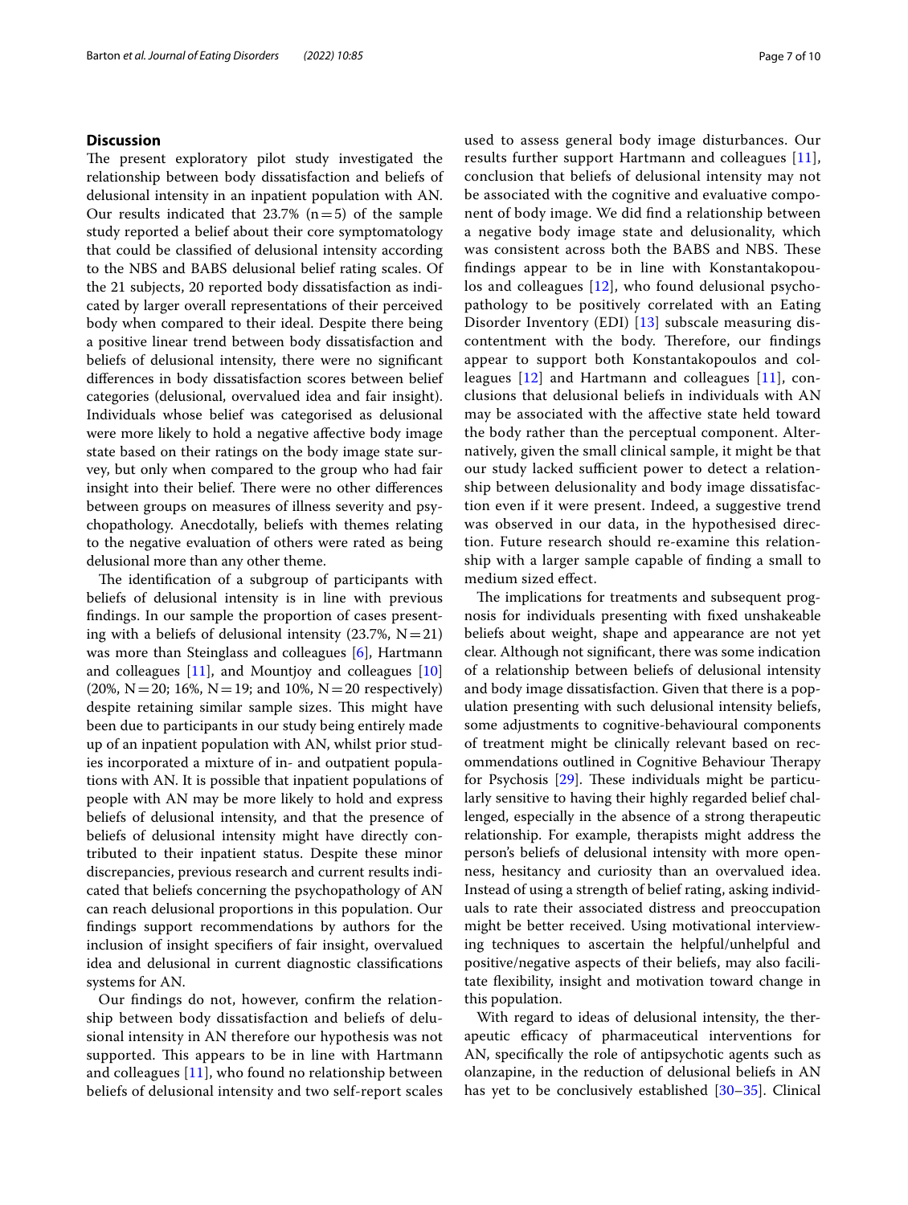## Discussion

The present exploratory pilot study investigated the relationship between body dissatisfaction and beliefs of delusional intensity in an inpatient population with AN. Our results indicated that 23.7% (n = 5) of the sample study reported a belief about their core symptomatology that could be classified of delusional intensity according to the NBS and BABS delusional belief rating scales. Of the 21 subjects, 20 reported body dissatisfaction as indicated by larger overall representations of their perceived body when compared to their ideal. Despite there being a positive linear trend between body dissatisfaction and beliefs of delusional intensity, there were no significant differences in body dissatisfaction scores between belief categories (delusional, overvalued idea and fair insight). Individuals whose belief was categorised as delusional were more likely to hold a negative affective body image state based on their ratings on the body image state survey, but only when compared to the group who had fair insight into their belief. There were no other differences between groups on measures of illness severity and psychopathology. Anecdotally, beliefs with themes relating to the negative evaluation of others were rated as being delusional more than any other theme.

The identification of a subgroup of participants with beliefs of delusional intensity is in line with previous findings. In our sample the proportion of cases presenting with a beliefs of delusional intensity (23.7%, N = 21) was more than Steinglass and colleagues [6], Hartmann and colleagues [11], and Mountjoy and colleagues [10] (20%, N = 20; 16%, N = 19; and 10%, N = 20 respectively) despite retaining similar sample sizes. This might have been due to participants in our study being entirely made up of an inpatient population with AN, whilst prior studies incorporated a mixture of in- and outpatient populations with AN. It is possible that inpatient populations of people with AN may be more likely to hold and express beliefs of delusional intensity, and that the presence of beliefs of delusional intensity might have directly contributed to their inpatient status. Despite these minor discrepancies, previous research and current results indicated that beliefs concerning the psychopathology of AN can reach delusional proportions in this population. Our findings support recommendations by authors for the inclusion of insight specifiers of fair insight, overvalued idea and delusional in current diagnostic classifications systems for AN.

Our findings do not, however, confirm the relationship between body dissatisfaction and beliefs of delusional intensity in AN therefore our hypothesis was not supported. This appears to be in line with Hartmann and colleagues [11], who found no relationship between beliefs of delusional intensity and two self-report scales used to assess general body image disturbances. Our results further support Hartmann and colleagues [11], conclusion that beliefs of delusional intensity may not be associated with the cognitive and evaluative component of body image. We did find a relationship between a negative body image state and delusionality, which was consistent across both the BABS and NBS. These findings appear to be in line with Konstantakopoulos and colleagues [12], who found delusional psychopathology to be positively correlated with an Eating Disorder Inventory (EDI) [13] subscale measuring discontentment with the body. Therefore, our findings appear to support both Konstantakopoulos and colleagues [12] and Hartmann and colleagues [11], conclusions that delusional beliefs in individuals with AN may be associated with the affective state held toward the body rather than the perceptual component. Alternatively, given the small clinical sample, it might be that our study lacked sufficient power to detect a relationship between delusionality and body image dissatisfaction even if it were present. Indeed, a suggestive trend was observed in our data, in the hypothesised direction. Future research should re-examine this relationship with a larger sample capable of finding a small to medium sized effect.

The implications for treatments and subsequent prognosis for individuals presenting with fixed unshakeable beliefs about weight, shape and appearance are not yet clear. Although not significant, there was some indication of a relationship between beliefs of delusional intensity and body image dissatisfaction. Given that there is a population presenting with such delusional intensity beliefs, some adjustments to cognitive-behavioural components of treatment might be clinically relevant based on recommendations outlined in Cognitive Behaviour Therapy for Psychosis [29]. These individuals might be particularly sensitive to having their highly regarded belief challenged, especially in the absence of a strong therapeutic relationship. For example, therapists might address the person's beliefs of delusional intensity with more openness, hesitancy and curiosity than an overvalued idea. Instead of using a strength of belief rating, asking individuals to rate their associated distress and preoccupation might be better received. Using motivational interviewing techniques to ascertain the helpful/unhelpful and positive/negative aspects of their beliefs, may also facilitate flexibility, insight and motivation toward change in this population.

With regard to ideas of delusional intensity, the therapeutic efficacy of pharmaceutical interventions for AN, specifically the role of antipsychotic agents such as olanzapine, in the reduction of delusional beliefs in AN has yet to be conclusively established [30–35]. Clinical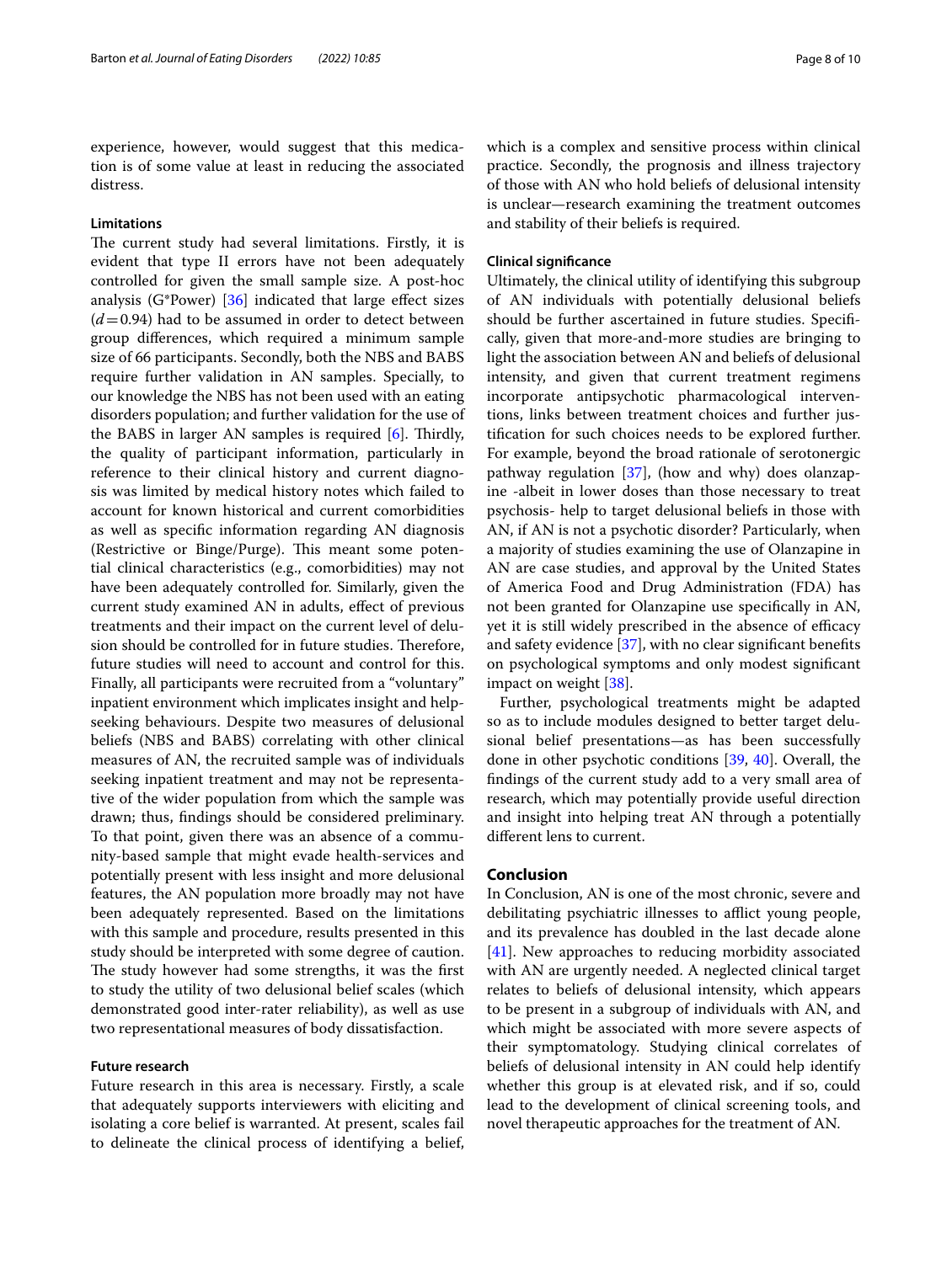experience, however, would suggest that this medication is of some value at least in reducing the associated distress.

### Limitations

The current study had several limitations. Firstly, it is evident that type II errors have not been adequately controlled for given the small sample size. A post-hoc analysis (G*Power) [36] indicated that large effect sizes ($d = 0.94$) had to be assumed in order to detect between group differences, which required a minimum sample size of 66 participants. Secondly, both the NBS and BABS require further validation in AN samples. Specially, to our knowledge the NBS has not been used with an eating disorders population; and further validation for the use of the BABS in larger AN samples is required [6]. Thirdly, the quality of participant information, particularly in reference to their clinical history and current diagnosis was limited by medical history notes which failed to account for known historical and current comorbidities as well as specific information regarding AN diagnosis (Restrictive or Binge/Purge). This meant some potential clinical characteristics (e.g., comorbidities) may not have been adequately controlled for. Similarly, given the current study examined AN in adults, effect of previous treatments and their impact on the current level of delusion should be controlled for in future studies. Therefore, future studies will need to account and control for this. Finally, all participants were recruited from a "voluntary" inpatient environment which implicates insight and help-seeking behaviours. Despite two measures of delusional beliefs (NBS and BABS) correlating with other clinical measures of AN, the recruited sample was of individuals seeking inpatient treatment and may not be representative of the wider population from which the sample was drawn; thus, findings should be considered preliminary. To that point, given there was an absence of a community-based sample that might evade health-services and potentially present with less insight and more delusional features, the AN population more broadly may not have been adequately represented. Based on the limitations with this sample and procedure, results presented in this study should be interpreted with some degree of caution. The study however had some strengths, it was the first to study the utility of two delusional belief scales (which demonstrated good inter-rater reliability), as well as use two representational measures of body dissatisfaction.

### Future research

Future research in this area is necessary. Firstly, a scale that adequately supports interviewers with eliciting and isolating a core belief is warranted. At present, scales fail to delineate the clinical process of identifying a belief, which is a complex and sensitive process within clinical practice. Secondly, the prognosis and illness trajectory of those with AN who hold beliefs of delusional intensity is unclear—research examining the treatment outcomes and stability of their beliefs is required.

### Clinical significance

Ultimately, the clinical utility of identifying this subgroup of AN individuals with potentially delusional beliefs should be further ascertained in future studies. Specifically, given that more-and-more studies are bringing to light the association between AN and beliefs of delusional intensity, and given that current treatment regimens incorporate antipsychotic pharmacological interventions, links between treatment choices and further justification for such choices needs to be explored further. For example, beyond the broad rationale of serotonergic pathway regulation [37], (how and why) does olanzapine -albeit in lower doses than those necessary to treat psychosis- help to target delusional beliefs in those with AN, if AN is not a psychotic disorder? Particularly, when a majority of studies examining the use of Olanzapine in AN are case studies, and approval by the United States of America Food and Drug Administration (FDA) has not been granted for Olanzapine use specifically in AN, yet it is still widely prescribed in the absence of efficacy and safety evidence [37], with no clear significant benefits on psychological symptoms and only modest significant impact on weight [38].

Further, psychological treatments might be adapted so as to include modules designed to better target delusional belief presentations—as has been successfully done in other psychotic conditions [39, 40]. Overall, the findings of the current study add to a very small area of research, which may potentially provide useful direction and insight into helping treat AN through a potentially different lens to current.

## Conclusion

In Conclusion, AN is one of the most chronic, severe and debilitating psychiatric illnesses to afflict young people, and its prevalence has doubled in the last decade alone [41]. New approaches to reducing morbidity associated with AN are urgently needed. A neglected clinical target relates to beliefs of delusional intensity, which appears to be present in a subgroup of individuals with AN, and which might be associated with more severe aspects of their symptomatology. Studying clinical correlates of beliefs of delusional intensity in AN could help identify whether this group is at elevated risk, and if so, could lead to the development of clinical screening tools, and novel therapeutic approaches for the treatment of AN.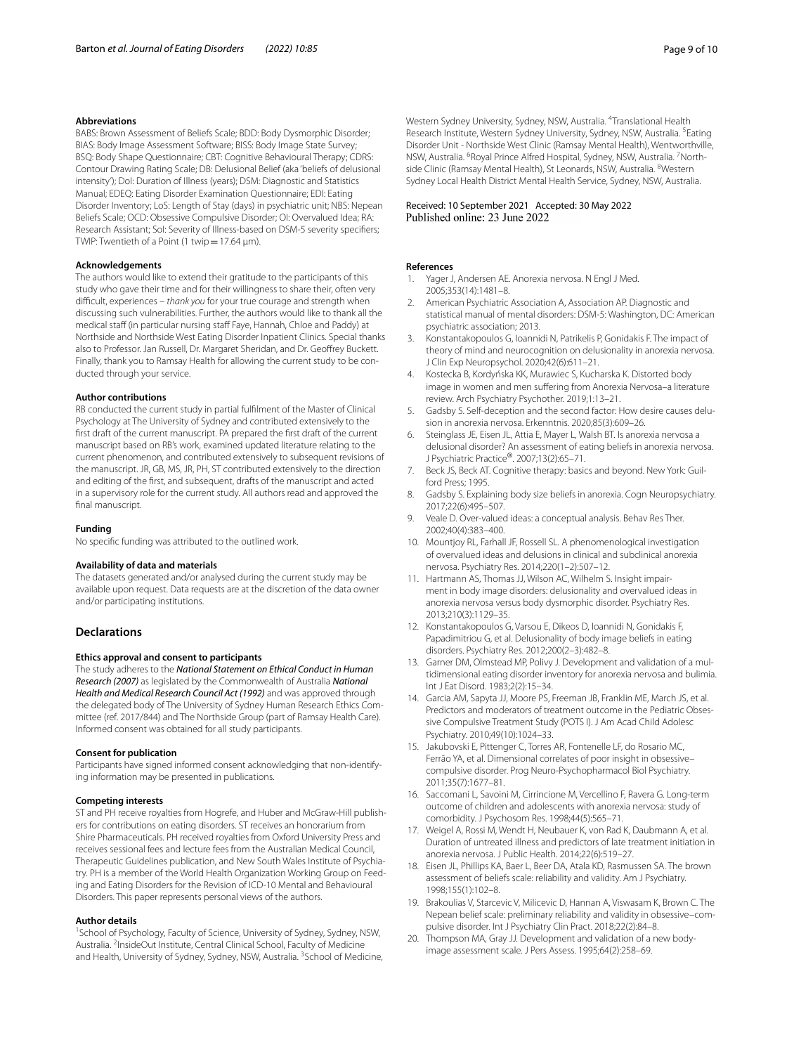#### Abbreviations

BABS: Brown Assessment of Beliefs Scale; BDD: Body Dysmorphic Disorder; BIAS: Body Image Assessment Software; BISS: Body Image State Survey; BSQ: Body Shape Questionnaire; CBT: Cognitive Behavioural Therapy; CDRS: Contour Drawing Rating Scale; DB: Delusional Belief (aka 'beliefs of delusional intensity'); DoI: Duration of Illness (years); DSM: Diagnostic and Statistics Manual; EDEQ: Eating Disorder Examination Questionnaire; EDI: Eating Disorder Inventory; LoS: Length of Stay (days) in psychiatric unit; NBS: Nepean Beliefs Scale; OCD: Obsessive Compulsive Disorder; OI: Overvalued Idea; RA: Research Assistant; SoI: Severity of Illness-based on DSM-5 severity specifiers; TWIP: Twentieth of a Point (1 twip = 17.64 µm).

#### Acknowledgements

The authors would like to extend their gratitude to the participants of this study who gave their time and for their willingness to share their, often very difficult, experiences – *thank you* for your true courage and strength when discussing such vulnerabilities. Further, the authors would like to thank all the medical staff (in particular nursing staff Faye, Hannah, Chloe and Paddy) at Northside and Northside West Eating Disorder Inpatient Clinics. Special thanks also to Professor. Jan Russell, Dr. Margaret Sheridan, and Dr. Geoffrey Buckett. Finally, thank you to Ramsay Health for allowing the current study to be conducted through your service.

#### Author contributions

RB conducted the current study in partial fulfilment of the Master of Clinical Psychology at The University of Sydney and contributed extensively to the first draft of the current manuscript. PA prepared the first draft of the current manuscript based on RB's work, examined updated literature relating to the current phenomenon, and contributed extensively to subsequent revisions of the manuscript. JR, GB, MS, JR, PH, ST contributed extensively to the direction and editing of the first, and subsequent, drafts of the manuscript and acted in a supervisory role for the current study. All authors read and approved the final manuscript.

#### Funding

No specific funding was attributed to the outlined work.

#### Availability of data and materials

The datasets generated and/or analysed during the current study may be available upon request. Data requests are at the discretion of the data owner and/or participating institutions.

## Declarations

#### Ethics approval and consent to participants

The study adheres to the ***National Statement on Ethical Conduct in Human Research (2007)*** as legislated by the Commonwealth of Australia ***National Health and Medical Research Council Act (1992)*** and was approved through the delegated body of The University of Sydney Human Research Ethics Committee (ref. 2017/844) and The Northside Group (part of Ramsay Health Care). Informed consent was obtained for all study participants.

#### Consent for publication

Participants have signed informed consent acknowledging that non-identifying information may be presented in publications.

#### Competing interests

ST and PH receive royalties from Hogrefe, and Huber and McGraw-Hill publishers for contributions on eating disorders. ST receives an honorarium from Shire Pharmaceuticals. PH received royalties from Oxford University Press and receives sessional fees and lecture fees from the Australian Medical Council, Therapeutic Guidelines publication, and New South Wales Institute of Psychiatry. PH is a member of the World Health Organization Working Group on Feeding and Eating Disorders for the Revision of ICD-10 Mental and Behavioural Disorders. This paper represents personal views of the authors.

#### Author details

[1]School of Psychology, Faculty of Science, University of Sydney, Sydney, NSW, Australia. [2]InsideOut Institute, Central Clinical School, Faculty of Medicine and Health, University of Sydney, Sydney, NSW, Australia. [3]School of Medicine, Western Sydney University, Sydney, NSW, Australia. [4]Translational Health Research Institute, Western Sydney University, Sydney, NSW, Australia. [5]Eating Disorder Unit - Northside West Clinic (Ramsay Mental Health), Wentworthville, NSW, Australia. [6]Royal Prince Alfred Hospital, Sydney, NSW, Australia. [7]Northside Clinic (Ramsay Mental Health), St Leonards, NSW, Australia. [8]Western Sydney Local Health District Mental Health Service, Sydney, NSW, Australia.

Received: 10 September 2021 Accepted: 30 May 2022
Published online: 23 June 2022

#### References

1. Yager J, Andersen AE. Anorexia nervosa. N Engl J Med. 2005;353(14):1481–8.
2. American Psychiatric Association A, Association AP. Diagnostic and statistical manual of mental disorders: DSM-5: Washington, DC: American psychiatric association; 2013.
3. Konstantakopoulos G, Ioannidi N, Patrikelis P, Gonidakis F. The impact of theory of mind and neurocognition on delusionality in anorexia nervosa. J Clin Exp Neuropsychol. 2020;42(6):611–21.
4. Kostecka B, Kordyńska KK, Murawiec S, Kucharska K. Distorted body image in women and men suffering from Anorexia Nervosa–a literature review. Arch Psychiatry Psychother. 2019;1:13–21.
5. Gadsby S. Self-deception and the second factor: How desire causes delusion in anorexia nervosa. Erkenntnis. 2020;85(3):609–26.
6. Steinglass JE, Eisen JL, Attia E, Mayer L, Walsh BT. Is anorexia nervosa a delusional disorder? An assessment of eating beliefs in anorexia nervosa. J Psychiatric Practice®. 2007;13(2):65–71.
7. Beck JS, Beck AT. Cognitive therapy: basics and beyond. New York: Guilford Press; 1995.
8. Gadsby S. Explaining body size beliefs in anorexia. Cogn Neuropsychiatry. 2017;22(6):495–507.
9. Veale D. Over-valued ideas: a conceptual analysis. Behav Res Ther. 2002;40(4):383–400.
10. Mountjoy RL, Farhall JF, Rossell SL. A phenomenological investigation of overvalued ideas and delusions in clinical and subclinical anorexia nervosa. Psychiatry Res. 2014;220(1–2):507–12.
11. Hartmann AS, Thomas JJ, Wilson AC, Wilhelm S. Insight impairment in body image disorders: delusionality and overvalued ideas in anorexia nervosa versus body dysmorphic disorder. Psychiatry Res. 2013;210(3):1129–35.
12. Konstantakopoulos G, Varsou E, Dikeos D, Ioannidi N, Gonidakis F, Papadimitriou G, et al. Delusionality of body image beliefs in eating disorders. Psychiatry Res. 2012;200(2–3):482–8.
13. Garner DM, Olmstead MP, Polivy J. Development and validation of a multidimensional eating disorder inventory for anorexia nervosa and bulimia. Int J Eat Disord. 1983;2(2):15–34.
14. Garcia AM, Sapyta JJ, Moore PS, Freeman JB, Franklin ME, March JS, et al. Predictors and moderators of treatment outcome in the Pediatric Obsessive Compulsive Treatment Study (POTS I). J Am Acad Child Adolesc Psychiatry. 2010;49(10):1024–33.
15. Jakubovski E, Pittenger C, Torres AR, Fontenelle LF, do Rosario MC, Ferrão YA, et al. Dimensional correlates of poor insight in obsessive–compulsive disorder. Prog Neuro-Psychopharmacol Biol Psychiatry. 2011;35(7):1677–81.
16. Saccomani L, Savoini M, Cirrincione M, Vercellino F, Ravera G. Long-term outcome of children and adolescents with anorexia nervosa: study of comorbidity. J Psychosom Res. 1998;44(5):565–71.
17. Weigel A, Rossi M, Wendt H, Neubauer K, von Rad K, Daubmann A, et al. Duration of untreated illness and predictors of late treatment initiation in anorexia nervosa. J Public Health. 2014;22(6):519–27.
18. Eisen JL, Phillips KA, Baer L, Beer DA, Atala KD, Rasmussen SA. The brown assessment of beliefs scale: reliability and validity. Am J Psychiatry. 1998;155(1):102–8.
19. Brakoulias V, Starcevic V, Milicevic D, Hannan A, Viswasam K, Brown C. The Nepean belief scale: preliminary reliability and validity in obsessive–compulsive disorder. Int J Psychiatry Clin Pract. 2018;22(2):84–8.
20. Thompson MA, Gray JJ. Development and validation of a new body-image assessment scale. J Pers Assess. 1995;64(2):258–69.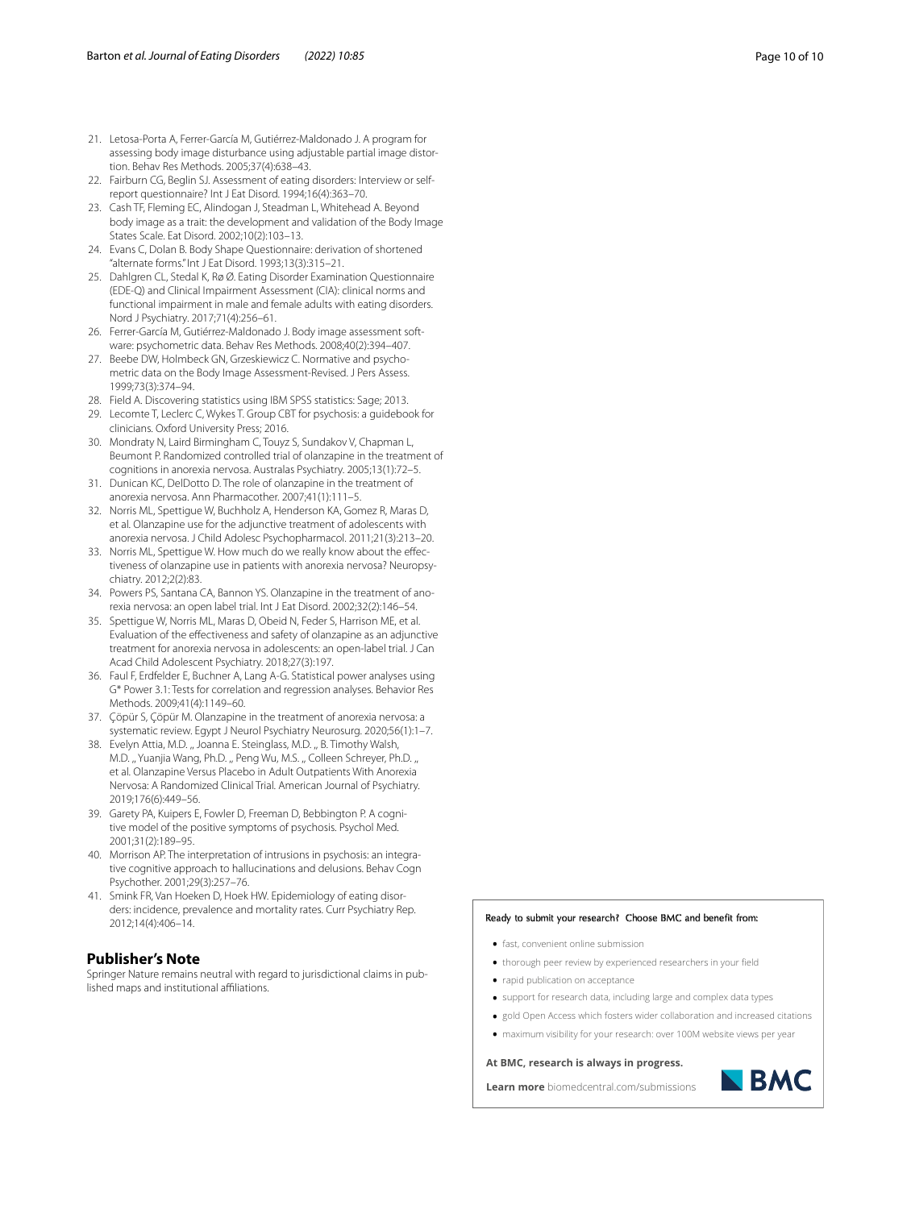21. Letosa-Porta A, Ferrer-García M, Gutiérrez-Maldonado J. A program for assessing body image disturbance using adjustable partial image distortion. Behav Res Methods. 2005;37(4):638–43.
22. Fairburn CG, Beglin SJ. Assessment of eating disorders: Interview or self-report questionnaire? Int J Eat Disord. 1994;16(4):363–70.
23. Cash TF, Fleming EC, Alindogan J, Steadman L, Whitehead A. Beyond body image as a trait: the development and validation of the Body Image States Scale. Eat Disord. 2002;10(2):103–13.
24. Evans C, Dolan B. Body Shape Questionnaire: derivation of shortened "alternate forms." Int J Eat Disord. 1993;13(3):315–21.
25. Dahlgren CL, Stedal K, Rø Ø. Eating Disorder Examination Questionnaire (EDE-Q) and Clinical Impairment Assessment (CIA): clinical norms and functional impairment in male and female adults with eating disorders. Nord J Psychiatry. 2017;71(4):256–61.
26. Ferrer-García M, Gutiérrez-Maldonado J. Body image assessment software: psychometric data. Behav Res Methods. 2008;40(2):394–407.
27. Beebe DW, Holmbeck GN, Grzeskiewicz C. Normative and psychometric data on the Body Image Assessment-Revised. J Pers Assess. 1999;73(3):374–94.
28. Field A. Discovering statistics using IBM SPSS statistics: Sage; 2013.
29. Lecomte T, Leclerc C, Wykes T. Group CBT for psychosis: a guidebook for clinicians. Oxford University Press; 2016.
30. Mondraty N, Laird Birmingham C, Touyz S, Sundakov V, Chapman L, Beumont P. Randomized controlled trial of olanzapine in the treatment of cognitions in anorexia nervosa. Australas Psychiatry. 2005;13(1):72–5.
31. Dunican KC, DelDotto D. The role of olanzapine in the treatment of anorexia nervosa. Ann Pharmacother. 2007;41(1):111–5.
32. Norris ML, Spettigue W, Buchholz A, Henderson KA, Gomez R, Maras D, et al. Olanzapine use for the adjunctive treatment of adolescents with anorexia nervosa. J Child Adolesc Psychopharmacol. 2011;21(3):213–20.
33. Norris ML, Spettigue W. How much do we really know about the effectiveness of olanzapine use in patients with anorexia nervosa? Neuropsychiatry. 2012;2(2):83.
34. Powers PS, Santana CA, Bannon YS. Olanzapine in the treatment of anorexia nervosa: an open label trial. Int J Eat Disord. 2002;32(2):146–54.
35. Spettigue W, Norris ML, Maras D, Obeid N, Feder S, Harrison ME, et al. Evaluation of the effectiveness and safety of olanzapine as an adjunctive treatment for anorexia nervosa in adolescents: an open-label trial. J Can Acad Child Adolescent Psychiatry. 2018;27(3):197.
36. Faul F, Erdfelder E, Buchner A, Lang A-G. Statistical power analyses using G* Power 3.1: Tests for correlation and regression analyses. Behavior Res Methods. 2009;41(4):1149–60.
37. Çöpür S, Çöpür M. Olanzapine in the treatment of anorexia nervosa: a systematic review. Egypt J Neurol Psychiatry Neurosurg. 2020;56(1):1–7.
38. Evelyn Attia, M.D. ,, Joanna E. Steinglass, M.D. ,, B. Timothy Walsh, M.D. ,, Yuanjia Wang, Ph.D. ,, Peng Wu, M.S. ,, Colleen Schreyer, Ph.D. ,, et al. Olanzapine Versus Placebo in Adult Outpatients With Anorexia Nervosa: A Randomized Clinical Trial. American Journal of Psychiatry. 2019;176(6):449–56.
39. Garety PA, Kuipers E, Fowler D, Freeman D, Bebbington P. A cognitive model of the positive symptoms of psychosis. Psychol Med. 2001;31(2):189–95.
40. Morrison AP. The interpretation of intrusions in psychosis: an integrative cognitive approach to hallucinations and delusions. Behav Cogn Psychother. 2001;29(3):257–76.
41. Smink FR, Van Hoeken D, Hoek HW. Epidemiology of eating disorders: incidence, prevalence and mortality rates. Curr Psychiatry Rep. 2012;14(4):406–14.

## Publisher's Note

Springer Nature remains neutral with regard to jurisdictional claims in published maps and institutional affiliations.